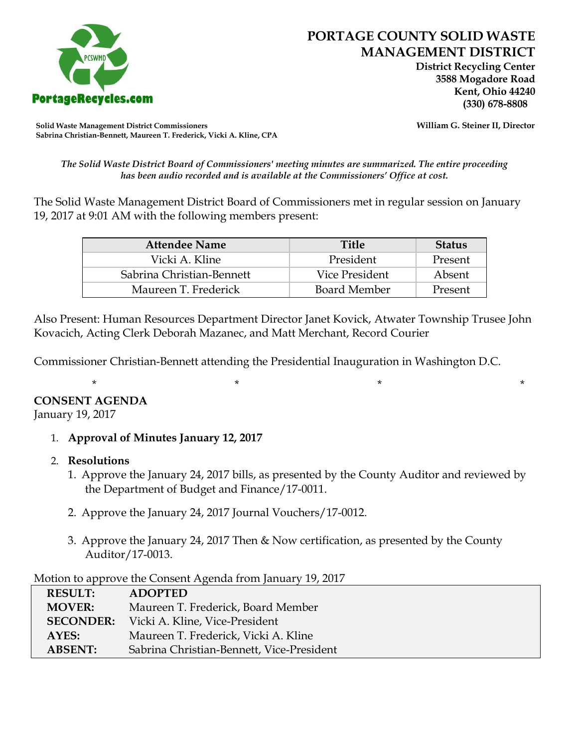# PORTAGE COUNTY SOLID WASTE MANAGEMENT DISTRICT

**District Recycling Center**
**3588 Mogadore Road**
**Kent, Ohio 44240**
**(330) 678-8808**

PortageRecycles.com

**Solid Waste Management District Commissioners**
**Sabrina Christian-Bennett, Maureen T. Frederick, Vicki A. Kline, CPA**

**William G. Steiner II, Director**

*The Solid Waste District Board of Commissioners' meeting minutes are summarized. The entire proceeding has been audio recorded and is available at the Commissioners' Office at cost.*

The Solid Waste Management District Board of Commissioners met in regular session on January 19, 2017 at 9:01 AM with the following members present:

| Attendee Name | Title | Status |
|---|---|---|
| Vicki A. Kline | President | Present |
| Sabrina Christian-Bennett | Vice President | Absent |
| Maureen T. Frederick | Board Member | Present |

Also Present: Human Resources Department Director Janet Kovick, Atwater Township Trusee John Kovacich, Acting Clerk Deborah Mazanec, and Matt Merchant, Record Courier

Commissioner Christian-Bennett attending the Presidential Inauguration in Washington D.C.

\* \* \* \*

**CONSENT AGENDA**
January 19, 2017

1. **Approval of Minutes January 12, 2017**
2. **Resolutions**
   1. Approve the January 24, 2017 bills, as presented by the County Auditor and reviewed by the Department of Budget and Finance/17-0011.
   2. Approve the January 24, 2017 Journal Vouchers/17-0012.
   3. Approve the January 24, 2017 Then & Now certification, as presented by the County Auditor/17-0013.

Motion to approve the Consent Agenda from January 19, 2017

| | |
|---|---|
| **RESULT:** | **ADOPTED** |
| **MOVER:** | Maureen T. Frederick, Board Member |
| **SECONDER:** | Vicki A. Kline, Vice-President |
| **AYES:** | Maureen T. Frederick, Vicki A. Kline |
| **ABSENT:** | Sabrina Christian-Bennett, Vice-President |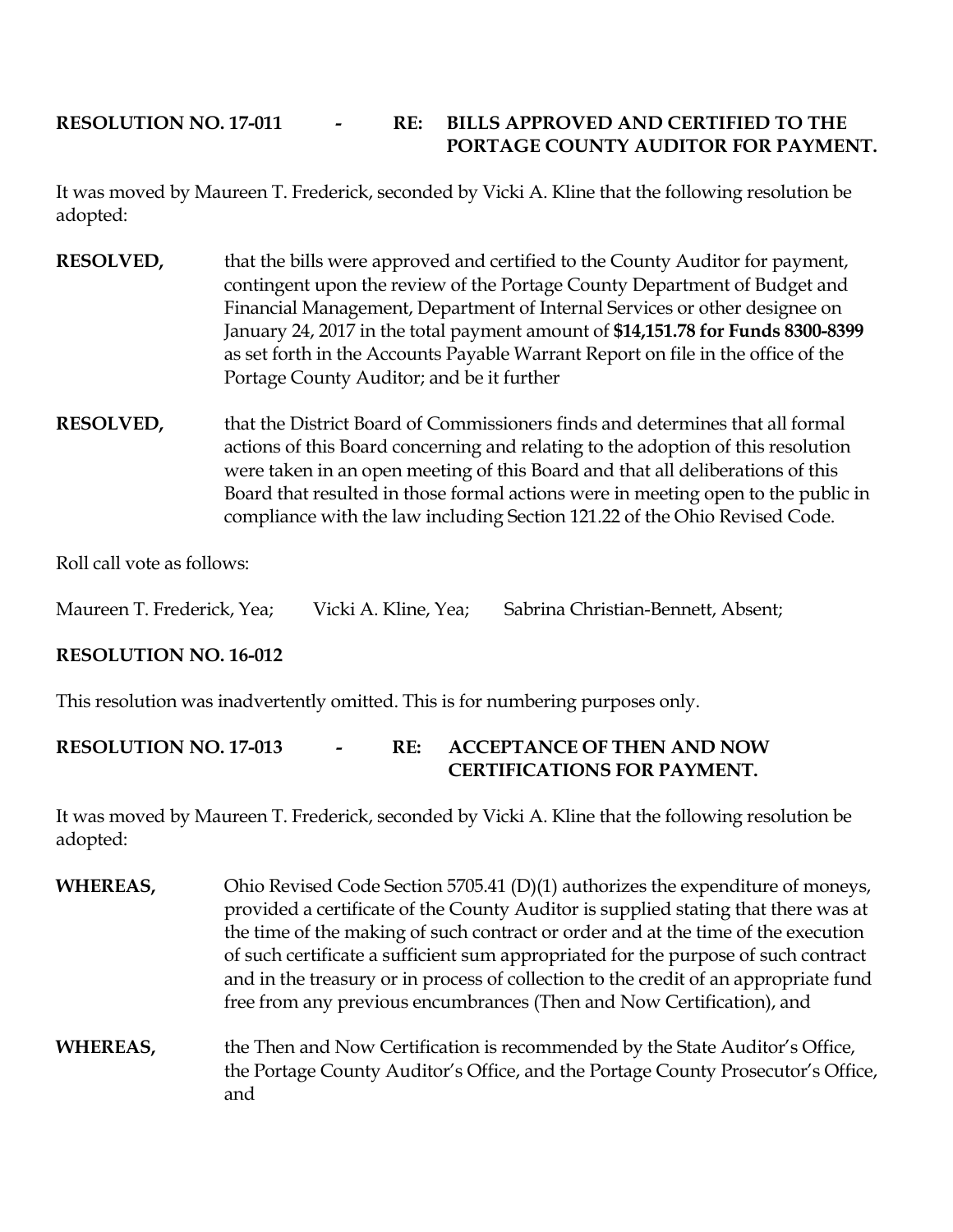**RESOLUTION NO. 17-011 - RE: BILLS APPROVED AND CERTIFIED TO THE PORTAGE COUNTY AUDITOR FOR PAYMENT.**

It was moved by Maureen T. Frederick, seconded by Vicki A. Kline that the following resolution be adopted:

**RESOLVED,** that the bills were approved and certified to the County Auditor for payment, contingent upon the review of the Portage County Department of Budget and Financial Management, Department of Internal Services or other designee on January 24, 2017 in the total payment amount of **$14,151.78 for Funds 8300-8399** as set forth in the Accounts Payable Warrant Report on file in the office of the Portage County Auditor; and be it further

**RESOLVED,** that the District Board of Commissioners finds and determines that all formal actions of this Board concerning and relating to the adoption of this resolution were taken in an open meeting of this Board and that all deliberations of this Board that resulted in those formal actions were in meeting open to the public in compliance with the law including Section 121.22 of the Ohio Revised Code.

Roll call vote as follows:

Maureen T. Frederick, Yea; Vicki A. Kline, Yea; Sabrina Christian-Bennett, Absent;

**RESOLUTION NO. 16-012**

This resolution was inadvertently omitted. This is for numbering purposes only.

**RESOLUTION NO. 17-013 - RE: ACCEPTANCE OF THEN AND NOW CERTIFICATIONS FOR PAYMENT.**

It was moved by Maureen T. Frederick, seconded by Vicki A. Kline that the following resolution be adopted:

**WHEREAS,** Ohio Revised Code Section 5705.41 (D)(1) authorizes the expenditure of moneys, provided a certificate of the County Auditor is supplied stating that there was at the time of the making of such contract or order and at the time of the execution of such certificate a sufficient sum appropriated for the purpose of such contract and in the treasury or in process of collection to the credit of an appropriate fund free from any previous encumbrances (Then and Now Certification), and

**WHEREAS,** the Then and Now Certification is recommended by the State Auditor's Office, the Portage County Auditor's Office, and the Portage County Prosecutor's Office, and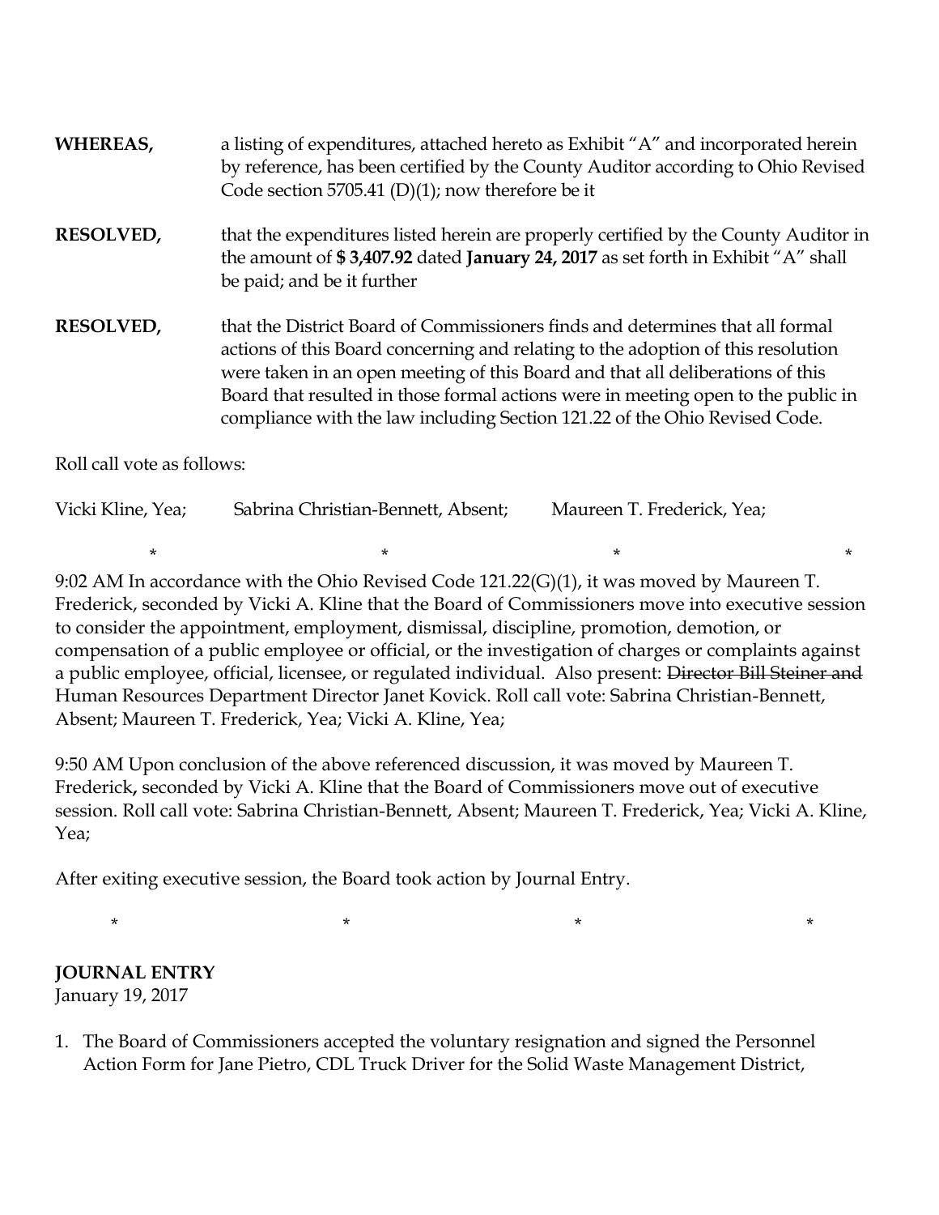**WHEREAS,** a listing of expenditures, attached hereto as Exhibit "A" and incorporated herein by reference, has been certified by the County Auditor according to Ohio Revised Code section 5705.41 (D)(1); now therefore be it

**RESOLVED,** that the expenditures listed herein are properly certified by the County Auditor in the amount of **$ 3,407.92** dated **January 24, 2017** as set forth in Exhibit "A" shall be paid; and be it further

**RESOLVED,** that the District Board of Commissioners finds and determines that all formal actions of this Board concerning and relating to the adoption of this resolution were taken in an open meeting of this Board and that all deliberations of this Board that resulted in those formal actions were in meeting open to the public in compliance with the law including Section 121.22 of the Ohio Revised Code.

Roll call vote as follows:

Vicki Kline, Yea; Sabrina Christian-Bennett, Absent; Maureen T. Frederick, Yea;

\* \* \* \*

9:02 AM In accordance with the Ohio Revised Code 121.22(G)(1), it was moved by Maureen T. Frederick, seconded by Vicki A. Kline that the Board of Commissioners move into executive session to consider the appointment, employment, dismissal, discipline, promotion, demotion, or compensation of a public employee or official, or the investigation of charges or complaints against a public employee, official, licensee, or regulated individual. Also present: ~~Director Bill Steiner and~~ Human Resources Department Director Janet Kovick. Roll call vote: Sabrina Christian-Bennett, Absent; Maureen T. Frederick, Yea; Vicki A. Kline, Yea;

9:50 AM Upon conclusion of the above referenced discussion, it was moved by Maureen T. Frederick, seconded by Vicki A. Kline that the Board of Commissioners move out of executive session. Roll call vote: Sabrina Christian-Bennett, Absent; Maureen T. Frederick, Yea; Vicki A. Kline, Yea;

After exiting executive session, the Board took action by Journal Entry.

\* \* \* \*

**JOURNAL ENTRY**
January 19, 2017

1. The Board of Commissioners accepted the voluntary resignation and signed the Personnel Action Form for Jane Pietro, CDL Truck Driver for the Solid Waste Management District,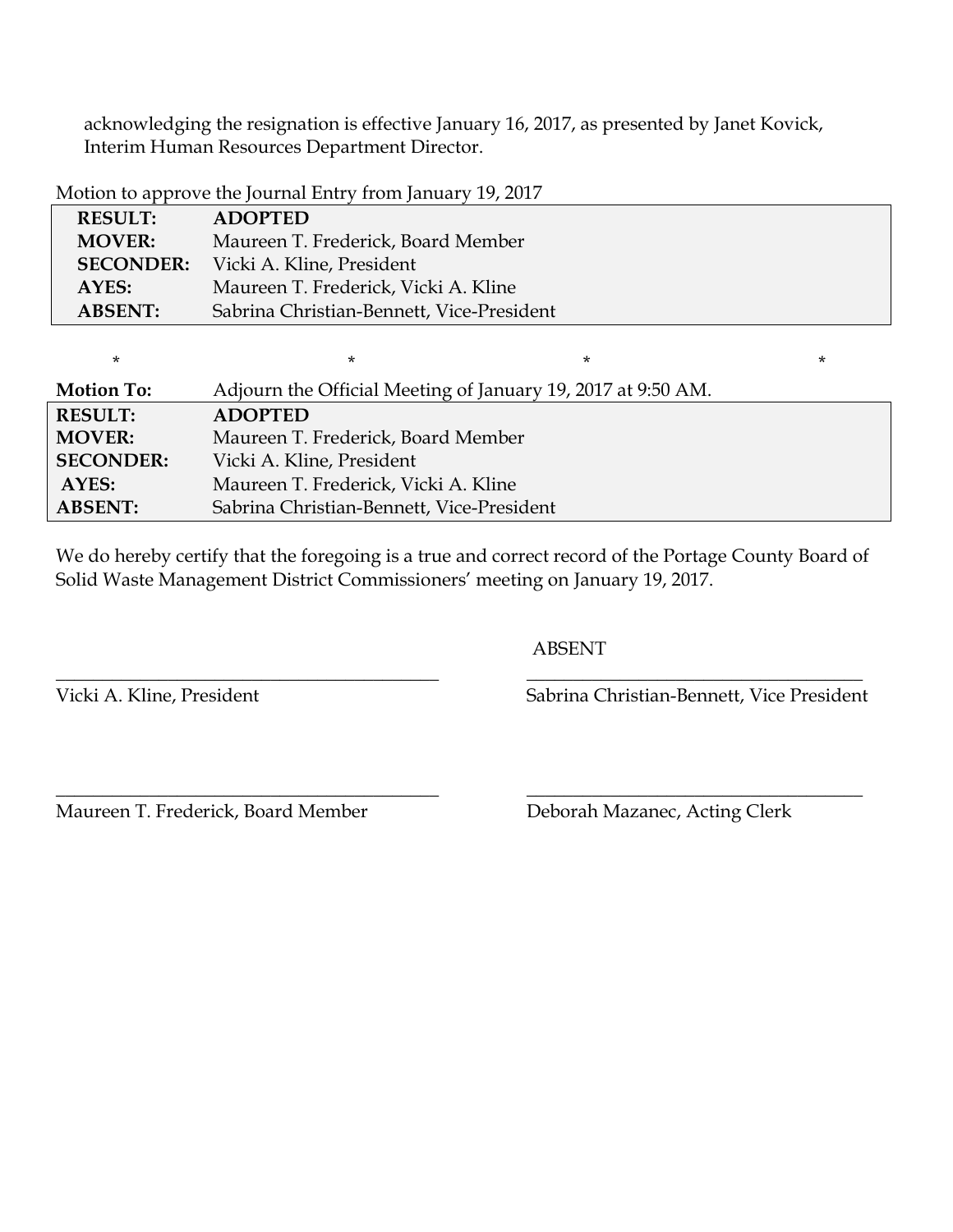acknowledging the resignation is effective January 16, 2017, as presented by Janet Kovick, Interim Human Resources Department Director.

Motion to approve the Journal Entry from January 19, 2017

| | |
|---|---|
| **RESULT:** | **ADOPTED** |
| **MOVER:** | Maureen T. Frederick, Board Member |
| **SECONDER:** | Vicki A. Kline, President |
| **AYES:** | Maureen T. Frederick, Vicki A. Kline |
| **ABSENT:** | Sabrina Christian-Bennett, Vice-President |

\* \* \* \*

| **Motion To:** | Adjourn the Official Meeting of January 19, 2017 at 9:50 AM. |
|---|---|
| **RESULT:** | **ADOPTED** |
| **MOVER:** | Maureen T. Frederick, Board Member |
| **SECONDER:** | Vicki A. Kline, President |
| **AYES:** | Maureen T. Frederick, Vicki A. Kline |
| **ABSENT:** | Sabrina Christian-Bennett, Vice-President |

We do hereby certify that the foregoing is a true and correct record of the Portage County Board of Solid Waste Management District Commissioners' meeting on January 19, 2017.

| | |
|---|---|
| | ABSENT |
| \_\_\_\_\_\_\_\_\_\_\_\_\_\_\_\_\_\_\_\_\_\_\_\_\_\_\_\_\_\_ | \_\_\_\_\_\_\_\_\_\_\_\_\_\_\_\_\_\_\_\_\_\_\_\_\_\_\_\_\_\_ |
| Vicki A. Kline, President | Sabrina Christian-Bennett, Vice President |
| \_\_\_\_\_\_\_\_\_\_\_\_\_\_\_\_\_\_\_\_\_\_\_\_\_\_\_\_\_\_ | \_\_\_\_\_\_\_\_\_\_\_\_\_\_\_\_\_\_\_\_\_\_\_\_\_\_\_\_\_\_ |
| Maureen T. Frederick, Board Member | Deborah Mazanec, Acting Clerk |